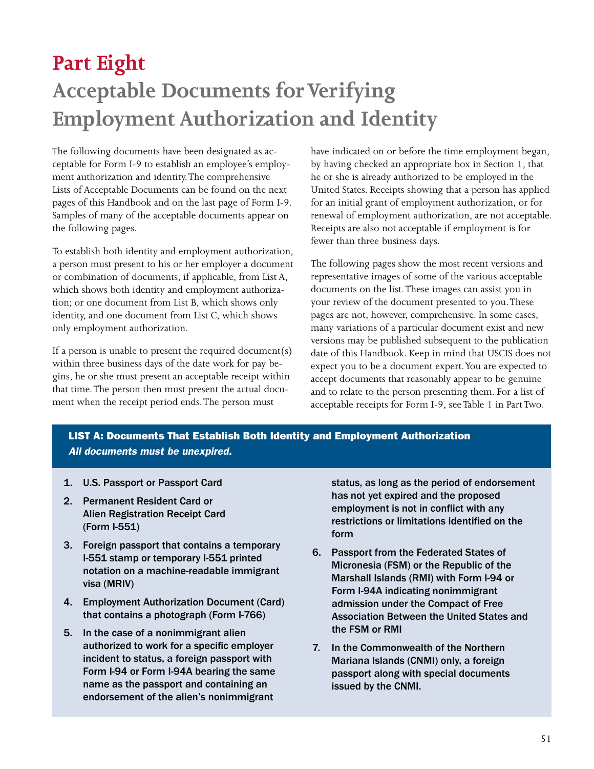# Part Eight

## Acceptable Documents for Verifying Employment Authorization and Identity

The following documents have been designated as acceptable for Form I-9 to establish an employee's employment authorization and identity. The comprehensive Lists of Acceptable Documents can be found on the next pages of this Handbook and on the last page of Form I-9. Samples of many of the acceptable documents appear on the following pages.

To establish both identity and employment authorization, a person must present to his or her employer a document or combination of documents, if applicable, from List A, which shows both identity and employment authorization; or one document from List B, which shows only identity, and one document from List C, which shows only employment authorization.

If a person is unable to present the required document(s) within three business days of the date work for pay begins, he or she must present an acceptable receipt within that time. The person then must present the actual document when the receipt period ends. The person must have indicated on or before the time employment began, by having checked an appropriate box in Section 1, that he or she is already authorized to be employed in the United States. Receipts showing that a person has applied for an initial grant of employment authorization, or for renewal of employment authorization, are not acceptable. Receipts are also not acceptable if employment is for fewer than three business days.

The following pages show the most recent versions and representative images of some of the various acceptable documents on the list. These images can assist you in your review of the document presented to you. These pages are not, however, comprehensive. In some cases, many variations of a particular document exist and new versions may be published subsequent to the publication date of this Handbook. Keep in mind that USCIS does not expect you to be a document expert. You are expected to accept documents that reasonably appear to be genuine and to relate to the person presenting them. For a list of acceptable receipts for Form I-9, see Table 1 in Part Two.

### LIST A: Documents That Establish Both Identity and Employment Authorization

***All documents must be unexpired.***

1. **U.S. Passport or Passport Card**
2. **Permanent Resident Card or Alien Registration Receipt Card (Form I-551)**
3. **Foreign passport that contains a temporary I-551 stamp or temporary I-551 printed notation on a machine-readable immigrant visa (MRIV)**
4. **Employment Authorization Document (Card) that contains a photograph (Form I-766)**
5. **In the case of a nonimmigrant alien authorized to work for a specific employer incident to status, a foreign passport with Form I-94 or Form I-94A bearing the same name as the passport and containing an endorsement of the alien's nonimmigrant status, as long as the period of endorsement has not yet expired and the proposed employment is not in conflict with any restrictions or limitations identified on the form**
6. **Passport from the Federated States of Micronesia (FSM) or the Republic of the Marshall Islands (RMI) with Form I-94 or Form I-94A indicating nonimmigrant admission under the Compact of Free Association Between the United States and the FSM or RMI**
7. **In the Commonwealth of the Northern Mariana Islands (CNMI) only, a foreign passport along with special documents issued by the CNMI.**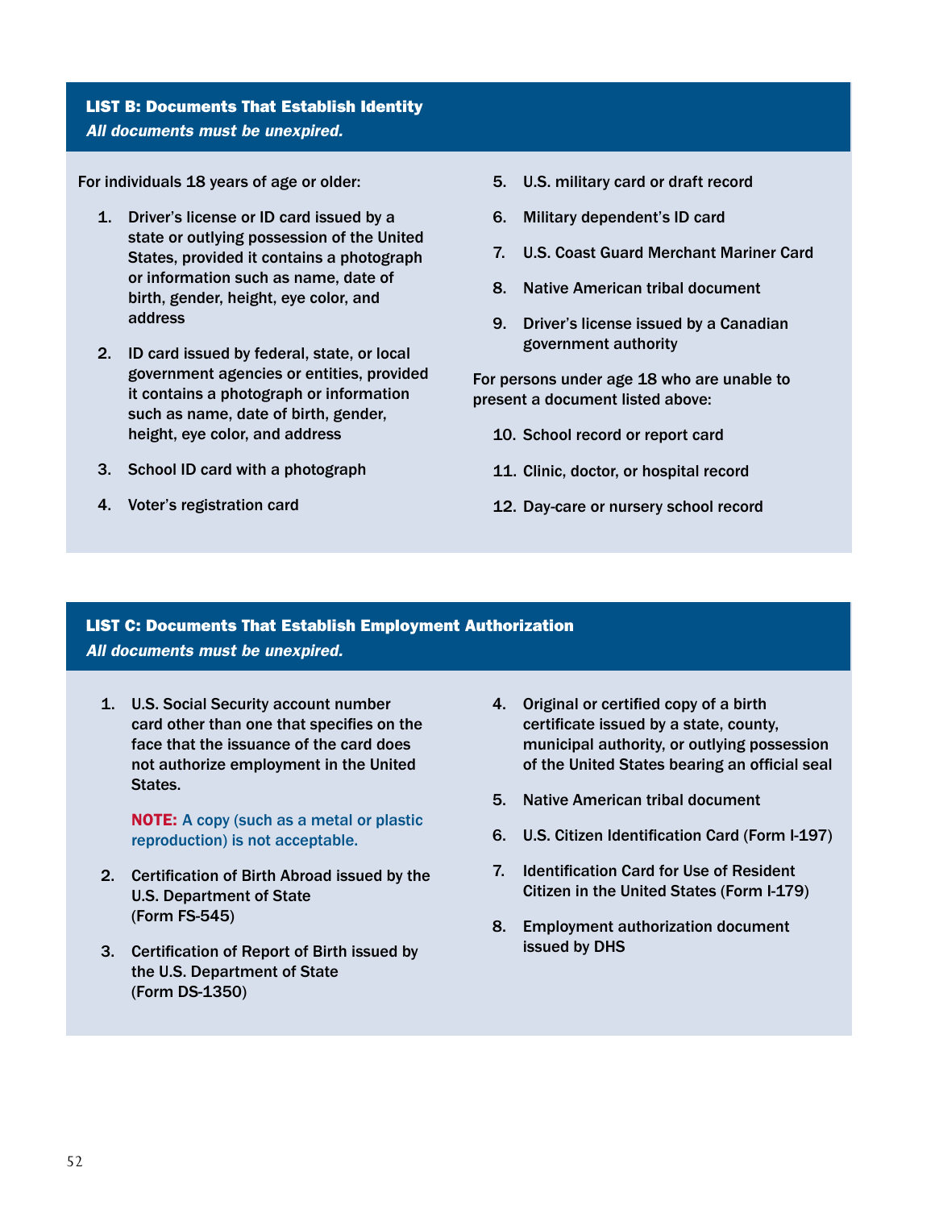## LIST B: Documents That Establish Identity

*All documents must be unexpired.*

For individuals 18 years of age or older:

1. Driver's license or ID card issued by a state or outlying possession of the United States, provided it contains a photograph or information such as name, date of birth, gender, height, eye color, and address
2. ID card issued by federal, state, or local government agencies or entities, provided it contains a photograph or information such as name, date of birth, gender, height, eye color, and address
3. School ID card with a photograph
4. Voter's registration card
5. U.S. military card or draft record
6. Military dependent's ID card
7. U.S. Coast Guard Merchant Mariner Card
8. Native American tribal document
9. Driver's license issued by a Canadian government authority

For persons under age 18 who are unable to present a document listed above:

10. School record or report card
11. Clinic, doctor, or hospital record
12. Day-care or nursery school record

## LIST C: Documents That Establish Employment Authorization

*All documents must be unexpired.*

1. U.S. Social Security account number card other than one that specifies on the face that the issuance of the card does not authorize employment in the United States.

   **NOTE:** A copy (such as a metal or plastic reproduction) is not acceptable.

2. Certification of Birth Abroad issued by the U.S. Department of State (Form FS-545)
3. Certification of Report of Birth issued by the U.S. Department of State (Form DS-1350)
4. Original or certified copy of a birth certificate issued by a state, county, municipal authority, or outlying possession of the United States bearing an official seal
5. Native American tribal document
6. U.S. Citizen Identification Card (Form I-197)
7. Identification Card for Use of Resident Citizen in the United States (Form I-179)
8. Employment authorization document issued by DHS